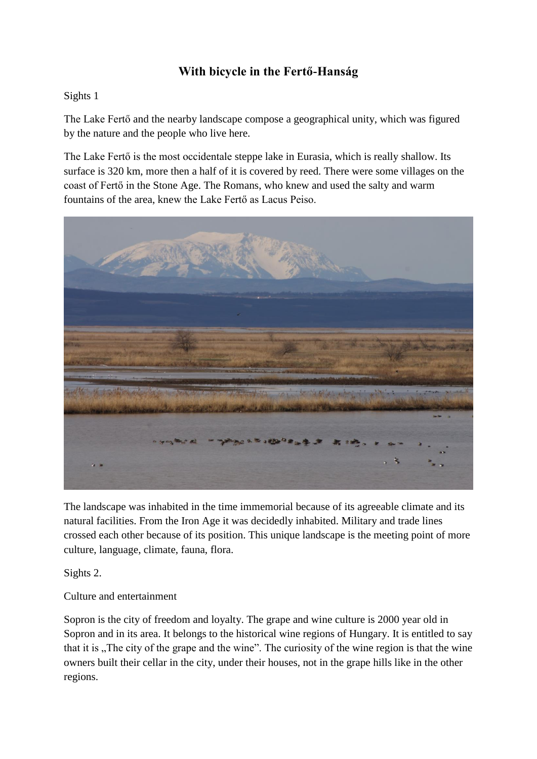# With bicycle in the Fertő-Hanság

Sights 1

The Lake Fertő and the nearby landscape compose a geographical unity, which was figured by the nature and the people who live here.

The Lake Fertő is the most occidentale steppe lake in Eurasia, which is really shallow. Its surface is 320 km, more then a half of it is covered by reed. There were some villages on the coast of Fertő in the Stone Age. The Romans, who knew and used the salty and warm fountains of the area, knew the Lake Fertő as Lacus Peiso.

The landscape was inhabited in the time immemorial because of its agreeable climate and its natural facilities. From the Iron Age it was decidedly inhabited. Military and trade lines crossed each other because of its position. This unique landscape is the meeting point of more culture, language, climate, fauna, flora.

Sights 2.

Culture and entertainment

Sopron is the city of freedom and loyalty. The grape and wine culture is 2000 year old in Sopron and in its area. It belongs to the historical wine regions of Hungary. It is entitled to say that it is „The city of the grape and the wine". The curiosity of the wine region is that the wine owners built their cellar in the city, under their houses, not in the grape hills like in the other regions.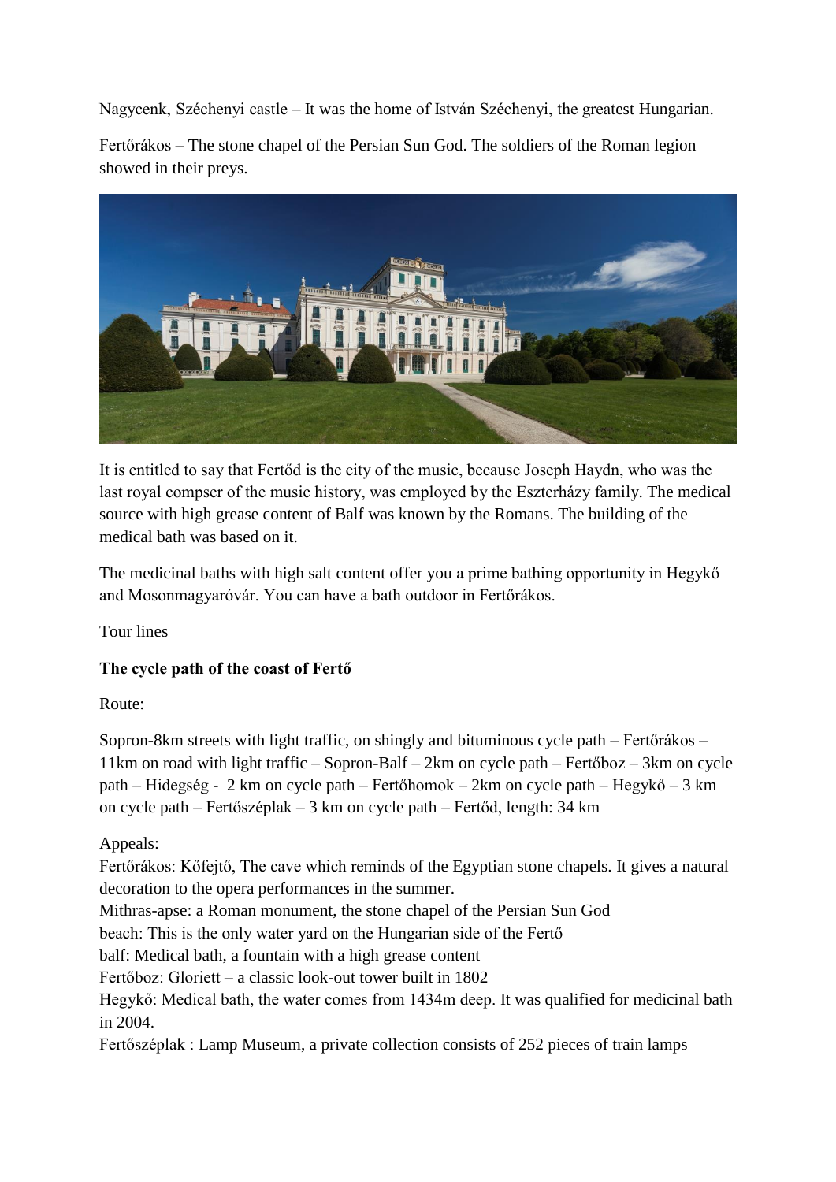Nagycenk, Széchenyi castle – It was the home of István Széchenyi, the greatest Hungarian.

Fertőrákos – The stone chapel of the Persian Sun God. The soldiers of the Roman legion showed in their preys.

It is entitled to say that Fertőd is the city of the music, because Joseph Haydn, who was the last royal compser of the music history, was employed by the Eszterházy family. The medical source with high grease content of Balf was known by the Romans. The building of the medical bath was based on it.

The medicinal baths with high salt content offer you a prime bathing opportunity in Hegykő and Mosonmagyaróvár. You can have a bath outdoor in Fertőrákos.

Tour lines

**The cycle path of the coast of Fertő**

Route:

Sopron-8km streets with light traffic, on shingly and bituminous cycle path – Fertőrákos – 11km on road with light traffic – Sopron-Balf – 2km on cycle path – Fertőboz – 3km on cycle path – Hidegség - 2 km on cycle path – Fertőhomok – 2km on cycle path – Hegykő – 3 km on cycle path – Fertőszéplak – 3 km on cycle path – Fertőd, length: 34 km

Appeals:
Fertőrákos: Kőfejtő, The cave which reminds of the Egyptian stone chapels. It gives a natural decoration to the opera performances in the summer.
Mithras-apse: a Roman monument, the stone chapel of the Persian Sun God
beach: This is the only water yard on the Hungarian side of the Fertő
balf: Medical bath, a fountain with a high grease content
Fertőboz: Gloriett – a classic look-out tower built in 1802
Hegykő: Medical bath, the water comes from 1434m deep. It was qualified for medicinal bath in 2004.
Fertőszéplak : Lamp Museum, a private collection consists of 252 pieces of train lamps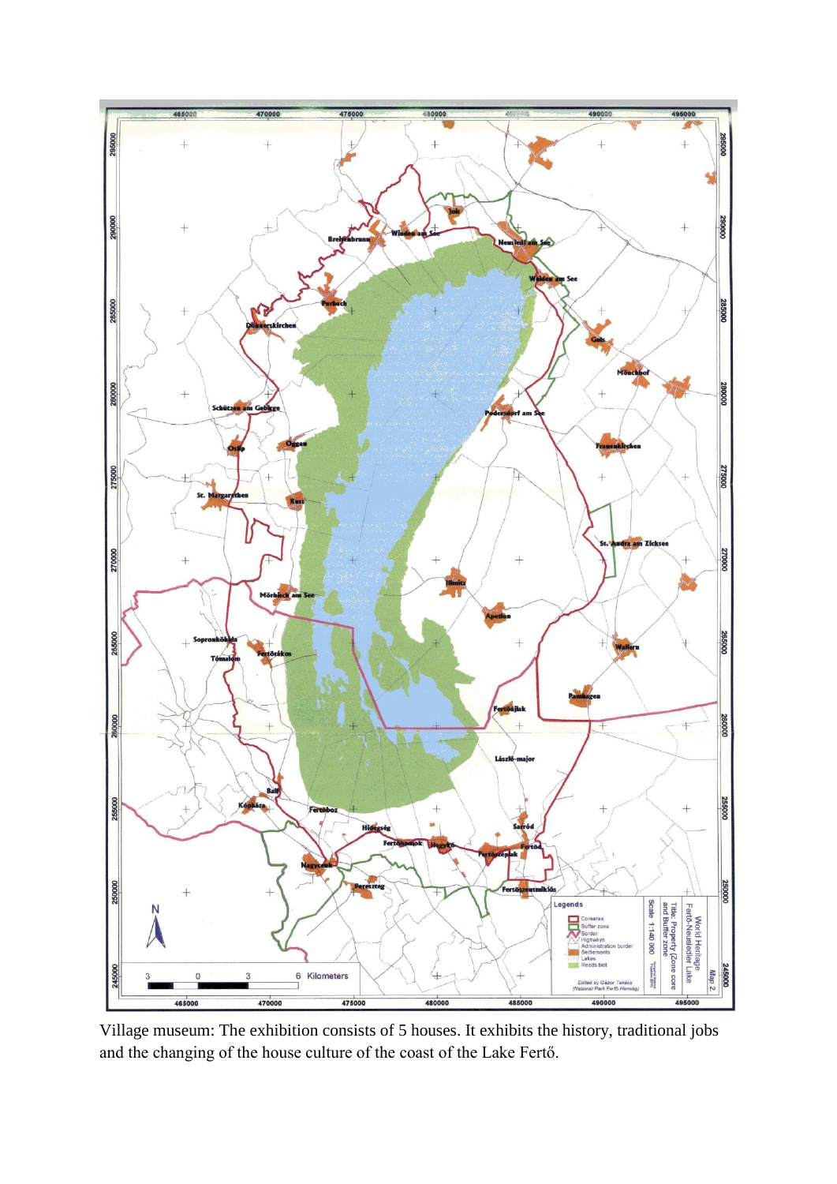Village museum: The exhibition consists of 5 houses. It exhibits the history, traditional jobs and the changing of the house culture of the coast of the Lake Fertő.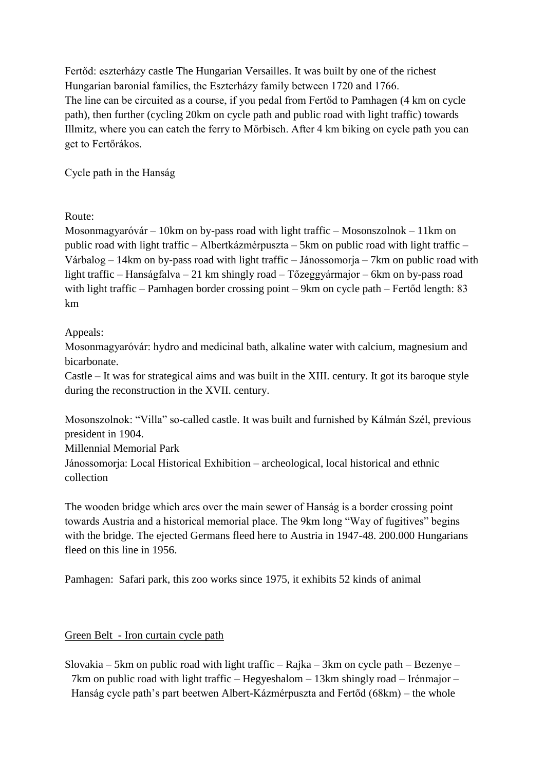Fertőd: eszterházy castle The Hungarian Versailles. It was built by one of the richest Hungarian baronial families, the Eszterházy family between 1720 and 1766.
The line can be circuited as a course, if you pedal from Fertőd to Pamhagen (4 km on cycle path), then further (cycling 20km on cycle path and public road with light traffic) towards Illmitz, where you can catch the ferry to Mörbisch. After 4 km biking on cycle path you can get to Fertőrákos.

Cycle path in the Hanság

Route:
Mosonmagyaróvár – 10km on by-pass road with light traffic – Mosonszolnok – 11km on public road with light traffic – Albertkázmérpuszta – 5km on public road with light traffic – Várbalog – 14km on by-pass road with light traffic – Jánossomorja – 7km on public road with light traffic – Hanságfalva – 21 km shingly road – Tőzeggyármajor – 6km on by-pass road with light traffic – Pamhagen border crossing point – 9km on cycle path – Fertőd length: 83 km

Appeals:
Mosonmagyaróvár: hydro and medicinal bath, alkaline water with calcium, magnesium and bicarbonate.
Castle – It was for strategical aims and was built in the XIII. century. It got its baroque style during the reconstruction in the XVII. century.

Mosonszolnok: "Villa" so-called castle. It was built and furnished by Kálmán Szél, previous president in 1904.
Millennial Memorial Park
Jánossomorja: Local Historical Exhibition – archeological, local historical and ethnic collection

The wooden bridge which arcs over the main sewer of Hanság is a border crossing point towards Austria and a historical memorial place. The 9km long "Way of fugitives" begins with the bridge. The ejected Germans fleed here to Austria in 1947-48. 200.000 Hungarians fleed on this line in 1956.

Pamhagen: Safari park, this zoo works since 1975, it exhibits 52 kinds of animal

Green Belt - Iron curtain cycle path

Slovakia – 5km on public road with light traffic – Rajka – 3km on cycle path – Bezenye – 7km on public road with light traffic – Hegyeshalom – 13km shingly road – Irénmajor – Hanság cycle path's part beetwen Albert-Kázmérpuszta and Fertőd (68km) – the whole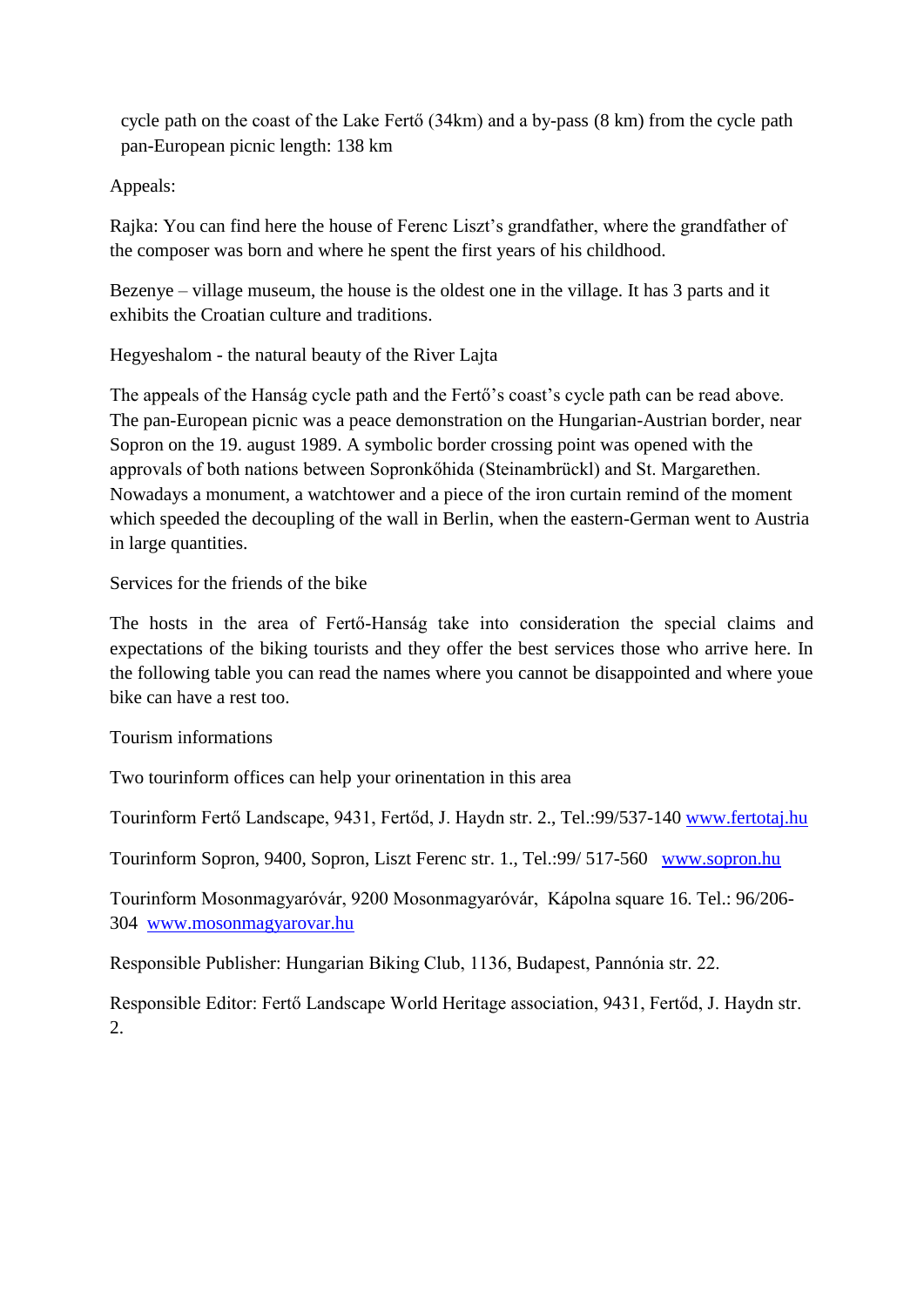cycle path on the coast of the Lake Fertő (34km) and a by-pass (8 km) from the cycle path
pan-European picnic length: 138 km

Appeals:

Rajka: You can find here the house of Ferenc Liszt's grandfather, where the grandfather of the composer was born and where he spent the first years of his childhood.

Bezenye – village museum, the house is the oldest one in the village. It has 3 parts and it exhibits the Croatian culture and traditions.

Hegyeshalom - the natural beauty of the River Lajta

The appeals of the Hanság cycle path and the Fertő's coast's cycle path can be read above. The pan-European picnic was a peace demonstration on the Hungarian-Austrian border, near Sopron on the 19. august 1989. A symbolic border crossing point was opened with the approvals of both nations between Sopronkőhida (Steinambrückl) and St. Margarethen. Nowadays a monument, a watchtower and a piece of the iron curtain remind of the moment which speeded the decoupling of the wall in Berlin, when the eastern-German went to Austria in large quantities.

Services for the friends of the bike

The hosts in the area of Fertő-Hanság take into consideration the special claims and expectations of the biking tourists and they offer the best services those who arrive here. In the following table you can read the names where you cannot be disappointed and where youe bike can have a rest too.

Tourism informations

Two tourinform offices can help your orinentation in this area

Tourinform Fertő Landscape, 9431, Fertőd, J. Haydn str. 2., Tel.:99/537-140 www.fertotaj.hu

Tourinform Sopron, 9400, Sopron, Liszt Ferenc str. 1., Tel.:99/ 517-560 www.sopron.hu

Tourinform Mosonmagyaróvár, 9200 Mosonmagyaróvár, Kápolna square 16. Tel.: 96/206-304 www.mosonmagyarovar.hu

Responsible Publisher: Hungarian Biking Club, 1136, Budapest, Pannónia str. 22.

Responsible Editor: Fertő Landscape World Heritage association, 9431, Fertőd, J. Haydn str. 2.